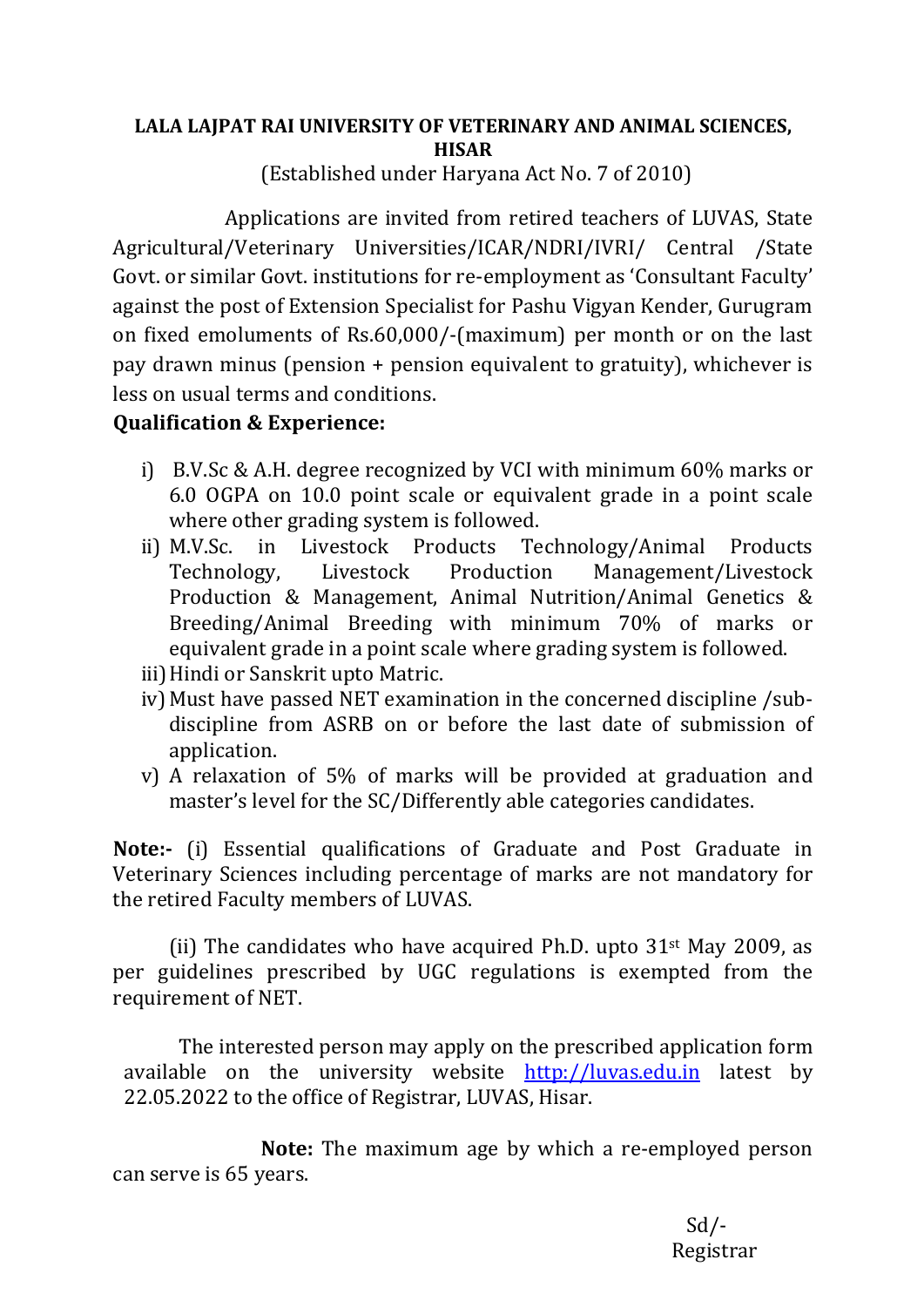**LALA LAJPAT RAI UNIVERSITY OF VETERINARY AND ANIMAL SCIENCES, HISAR**

(Established under Haryana Act No. 7 of 2010)

Applications are invited from retired teachers of LUVAS, State Agricultural/Veterinary Universities/ICAR/NDRI/IVRI/ Central /State Govt. or similar Govt. institutions for re-employment as 'Consultant Faculty' against the post of Extension Specialist for Pashu Vigyan Kender, Gurugram on fixed emoluments of Rs.60,000/-(maximum) per month or on the last pay drawn minus (pension + pension equivalent to gratuity), whichever is less on usual terms and conditions.

**Qualification & Experience:**

i) B.V.Sc & A.H. degree recognized by VCI with minimum 60% marks or 6.0 OGPA on 10.0 point scale or equivalent grade in a point scale where other grading system is followed.

ii) M.V.Sc. in Livestock Products Technology/Animal Products Technology, Livestock Production Management/Livestock Production & Management, Animal Nutrition/Animal Genetics & Breeding/Animal Breeding with minimum 70% of marks or equivalent grade in a point scale where grading system is followed.

iii) Hindi or Sanskrit upto Matric.

iv) Must have passed NET examination in the concerned discipline /sub-discipline from ASRB on or before the last date of submission of application.

v) A relaxation of 5% of marks will be provided at graduation and master's level for the SC/Differently able categories candidates.

**Note:-** (i) Essential qualifications of Graduate and Post Graduate in Veterinary Sciences including percentage of marks are not mandatory for the retired Faculty members of LUVAS.

(ii) The candidates who have acquired Ph.D. upto 31st May 2009, as per guidelines prescribed by UGC regulations is exempted from the requirement of NET.

The interested person may apply on the prescribed application form available on the university website http://luvas.edu.in latest by 22.05.2022 to the office of Registrar, LUVAS, Hisar.

**Note:** The maximum age by which a re-employed person can serve is 65 years.

Sd/-
Registrar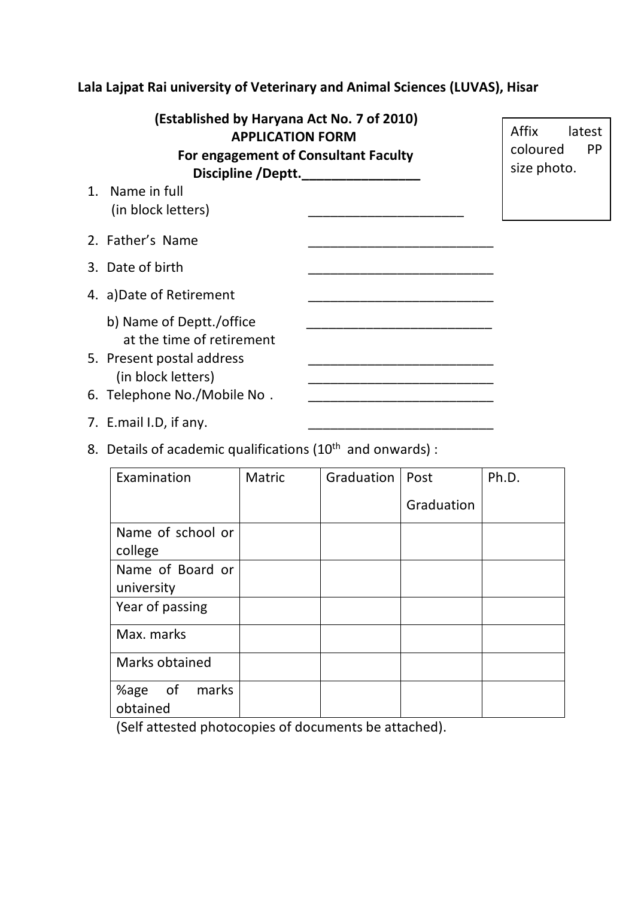**Lala Lajpat Rai university of Veterinary and Animal Sciences (LUVAS), Hisar**

**(Established by Haryana Act No. 7 of 2010)**
**APPLICATION FORM**
**For engagement of Consultant Faculty**
**Discipline /Deptt.________________**

Affix latest coloured PP size photo.

1. Name in full (in block letters) _____________________
2. Father's Name _________________________
3. Date of birth _________________________
4. a)Date of Retirement _________________________

   b) Name of Deptt./office at the time of retirement _________________________
5. Present postal address (in block letters) _________________________ _________________________
6. Telephone No./Mobile No . _________________________
7. E.mail I.D, if any. _________________________
8. Details of academic qualifications (10th and onwards) :

| Examination | Matric | Graduation | Post Graduation | Ph.D. |
|---|---|---|---|---|
| Name of school or college | | | | |
| Name of Board or university | | | | |
| Year of passing | | | | |
| Max. marks | | | | |
| Marks obtained | | | | |
| %age of marks obtained | | | | |

(Self attested photocopies of documents be attached).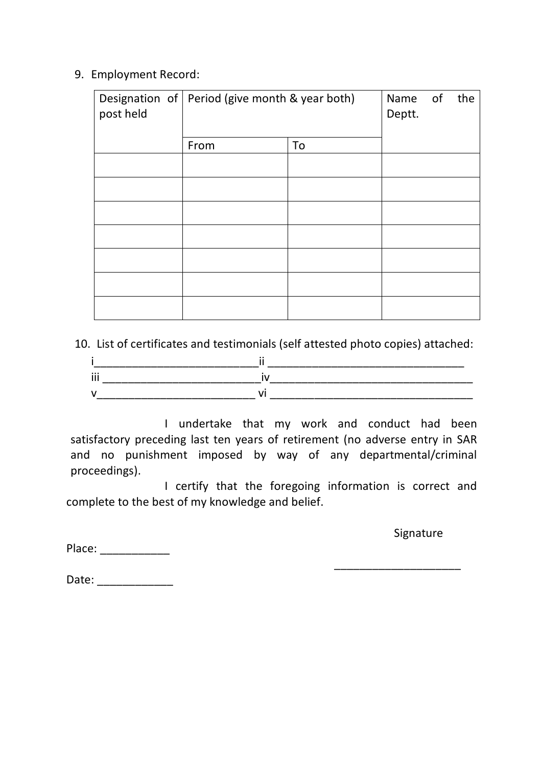9. Employment Record:

| Designation of post held | Period (give month & year both) | | Name of the Deptt. |
|---|---|---|---|
| | From | To | |
| | | | |
| | | | |
| | | | |
| | | | |
| | | | |
| | | | |
| | | | |

10. List of certificates and testimonials (self attested photo copies) attached:

i__________________________ii _______________________________
iii _________________________iv________________________________
v_________________________ vi ________________________________

I undertake that my work and conduct had been satisfactory preceding last ten years of retirement (no adverse entry in SAR and no punishment imposed by way of any departmental/criminal proceedings).

I certify that the foregoing information is correct and complete to the best of my knowledge and belief.

Signature

Place: ___________

____________________

Date: ____________